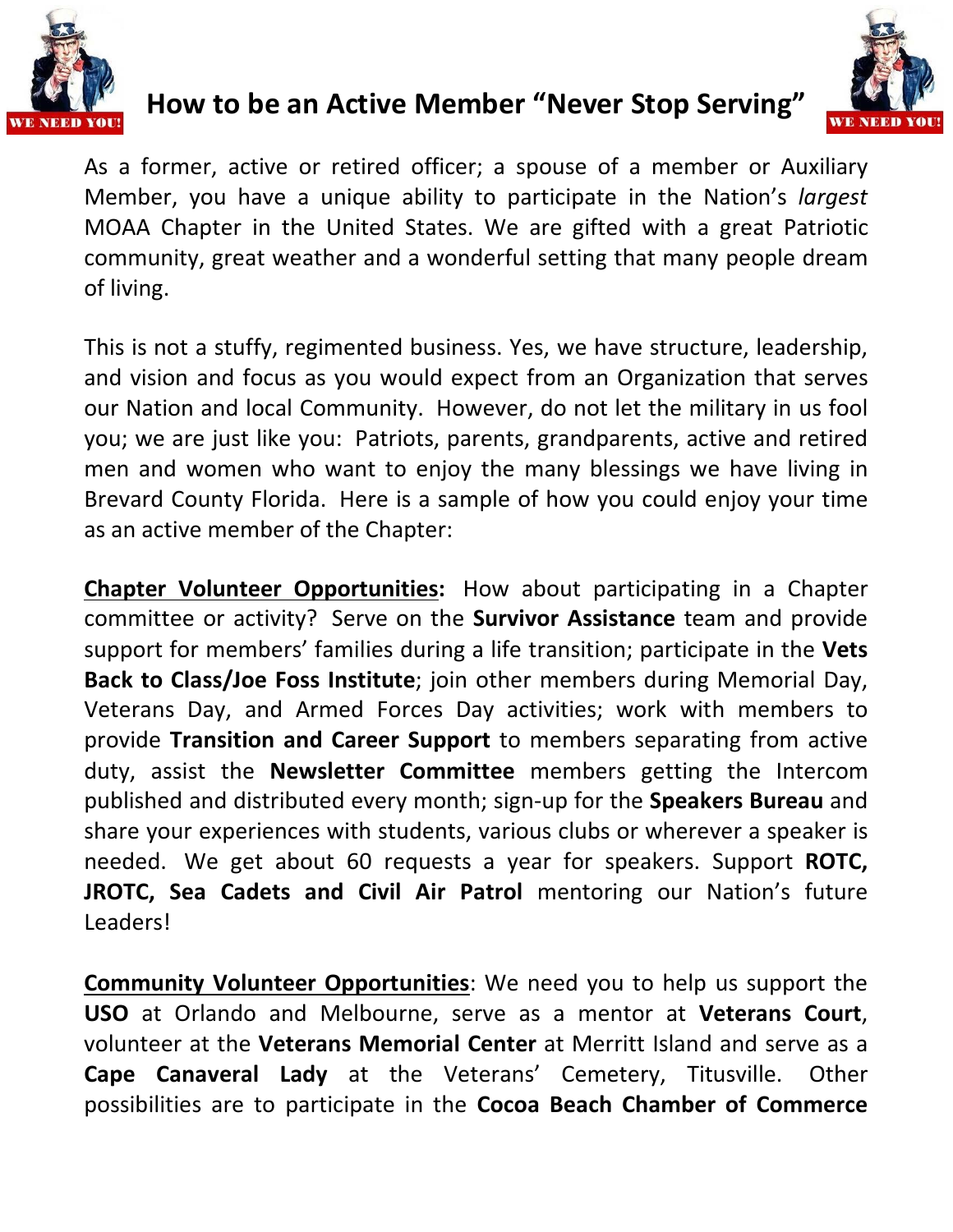# How to be an Active Member "Never Stop Serving"

As a former, active or retired officer; a spouse of a member or Auxiliary Member, you have a unique ability to participate in the Nation's *largest* MOAA Chapter in the United States. We are gifted with a great Patriotic community, great weather and a wonderful setting that many people dream of living.

This is not a stuffy, regimented business. Yes, we have structure, leadership, and vision and focus as you would expect from an Organization that serves our Nation and local Community. However, do not let the military in us fool you; we are just like you: Patriots, parents, grandparents, active and retired men and women who want to enjoy the many blessings we have living in Brevard County Florida. Here is a sample of how you could enjoy your time as an active member of the Chapter:

**Chapter Volunteer Opportunities:** How about participating in a Chapter committee or activity? Serve on the **Survivor Assistance** team and provide support for members' families during a life transition; participate in the **Vets Back to Class/Joe Foss Institute**; join other members during Memorial Day, Veterans Day, and Armed Forces Day activities; work with members to provide **Transition and Career Support** to members separating from active duty, assist the **Newsletter Committee** members getting the Intercom published and distributed every month; sign-up for the **Speakers Bureau** and share your experiences with students, various clubs or wherever a speaker is needed. We get about 60 requests a year for speakers. Support **ROTC, JROTC, Sea Cadets and Civil Air Patrol** mentoring our Nation's future Leaders!

**Community Volunteer Opportunities**: We need you to help us support the **USO** at Orlando and Melbourne, serve as a mentor at **Veterans Court**, volunteer at the **Veterans Memorial Center** at Merritt Island and serve as a **Cape Canaveral Lady** at the Veterans' Cemetery, Titusville. Other possibilities are to participate in the **Cocoa Beach Chamber of Commerce**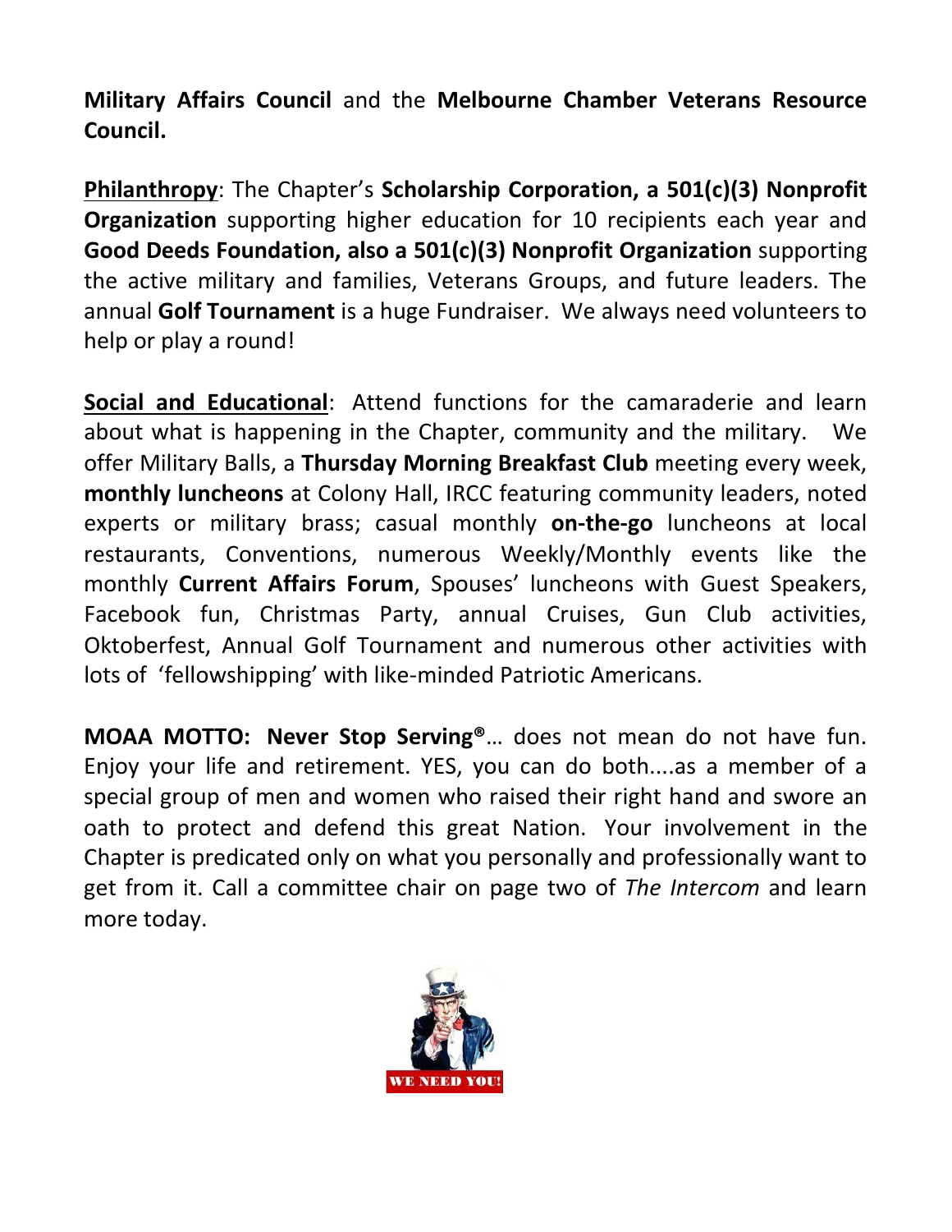**Military Affairs Council** and the **Melbourne Chamber Veterans Resource Council.**

**Philanthropy**: The Chapter's **Scholarship Corporation, a 501(c)(3) Nonprofit Organization** supporting higher education for 10 recipients each year and **Good Deeds Foundation, also a 501(c)(3) Nonprofit Organization** supporting the active military and families, Veterans Groups, and future leaders. The annual **Golf Tournament** is a huge Fundraiser. We always need volunteers to help or play a round!

**Social and Educational**: Attend functions for the camaraderie and learn about what is happening in the Chapter, community and the military. We offer Military Balls, a **Thursday Morning Breakfast Club** meeting every week, **monthly luncheons** at Colony Hall, IRCC featuring community leaders, noted experts or military brass; casual monthly **on-the-go** luncheons at local restaurants, Conventions, numerous Weekly/Monthly events like the monthly **Current Affairs Forum**, Spouses' luncheons with Guest Speakers, Facebook fun, Christmas Party, annual Cruises, Gun Club activities, Oktoberfest, Annual Golf Tournament and numerous other activities with lots of 'fellowshipping' with like-minded Patriotic Americans.

**MOAA MOTTO: Never Stop Serving®**… does not mean do not have fun. Enjoy your life and retirement. YES, you can do both....as a member of a special group of men and women who raised their right hand and swore an oath to protect and defend this great Nation. Your involvement in the Chapter is predicated only on what you personally and professionally want to get from it. Call a committee chair on page two of *The Intercom* and learn more today.

WE NEED YOU!